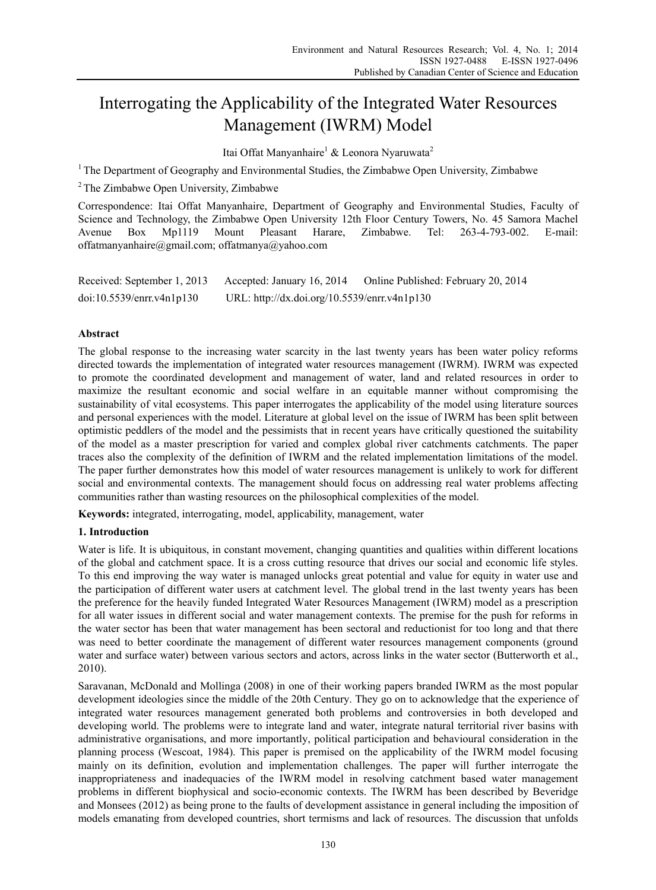# Interrogating the Applicability of the Integrated Water Resources Management (IWRM) Model

Itai Offat Manyanhaire[1] & Leonora Nyaruwata[2]

[1] The Department of Geography and Environmental Studies, the Zimbabwe Open University, Zimbabwe

[2] The Zimbabwe Open University, Zimbabwe

Correspondence: Itai Offat Manyanhaire, Department of Geography and Environmental Studies, Faculty of Science and Technology, the Zimbabwe Open University 12th Floor Century Towers, No. 45 Samora Machel Avenue Box Mp1119 Mount Pleasant Harare, Zimbabwe. Tel: 263-4-793-002. E-mail: offatmanyanhaire@gmail.com; offatmanya@yahoo.com

Received: September 1, 2013 Accepted: January 16, 2014 Online Published: February 20, 2014

doi:10.5539/enrr.v4n1p130 URL: http://dx.doi.org/10.5539/enrr.v4n1p130

## Abstract

The global response to the increasing water scarcity in the last twenty years has been water policy reforms directed towards the implementation of integrated water resources management (IWRM). IWRM was expected to promote the coordinated development and management of water, land and related resources in order to maximize the resultant economic and social welfare in an equitable manner without compromising the sustainability of vital ecosystems. This paper interrogates the applicability of the model using literature sources and personal experiences with the model. Literature at global level on the issue of IWRM has been split between optimistic peddlers of the model and the pessimists that in recent years have critically questioned the suitability of the model as a master prescription for varied and complex global river catchments catchments. The paper traces also the complexity of the definition of IWRM and the related implementation limitations of the model. The paper further demonstrates how this model of water resources management is unlikely to work for different social and environmental contexts. The management should focus on addressing real water problems affecting communities rather than wasting resources on the philosophical complexities of the model.

**Keywords:** integrated, interrogating, model, applicability, management, water

## 1. Introduction

Water is life. It is ubiquitous, in constant movement, changing quantities and qualities within different locations of the global and catchment space. It is a cross cutting resource that drives our social and economic life styles. To this end improving the way water is managed unlocks great potential and value for equity in water use and the participation of different water users at catchment level. The global trend in the last twenty years has been the preference for the heavily funded Integrated Water Resources Management (IWRM) model as a prescription for all water issues in different social and water management contexts. The premise for the push for reforms in the water sector has been that water management has been sectoral and reductionist for too long and that there was need to better coordinate the management of different water resources management components (ground water and surface water) between various sectors and actors, across links in the water sector (Butterworth et al., 2010).

Saravanan, McDonald and Mollinga (2008) in one of their working papers branded IWRM as the most popular development ideologies since the middle of the 20th Century. They go on to acknowledge that the experience of integrated water resources management generated both problems and controversies in both developed and developing world. The problems were to integrate land and water, integrate natural territorial river basins with administrative organisations, and more importantly, political participation and behavioural consideration in the planning process (Wescoat, 1984). This paper is premised on the applicability of the IWRM model focusing mainly on its definition, evolution and implementation challenges. The paper will further interrogate the inappropriateness and inadequacies of the IWRM model in resolving catchment based water management problems in different biophysical and socio-economic contexts. The IWRM has been described by Beveridge and Monsees (2012) as being prone to the faults of development assistance in general including the imposition of models emanating from developed countries, short termisms and lack of resources. The discussion that unfolds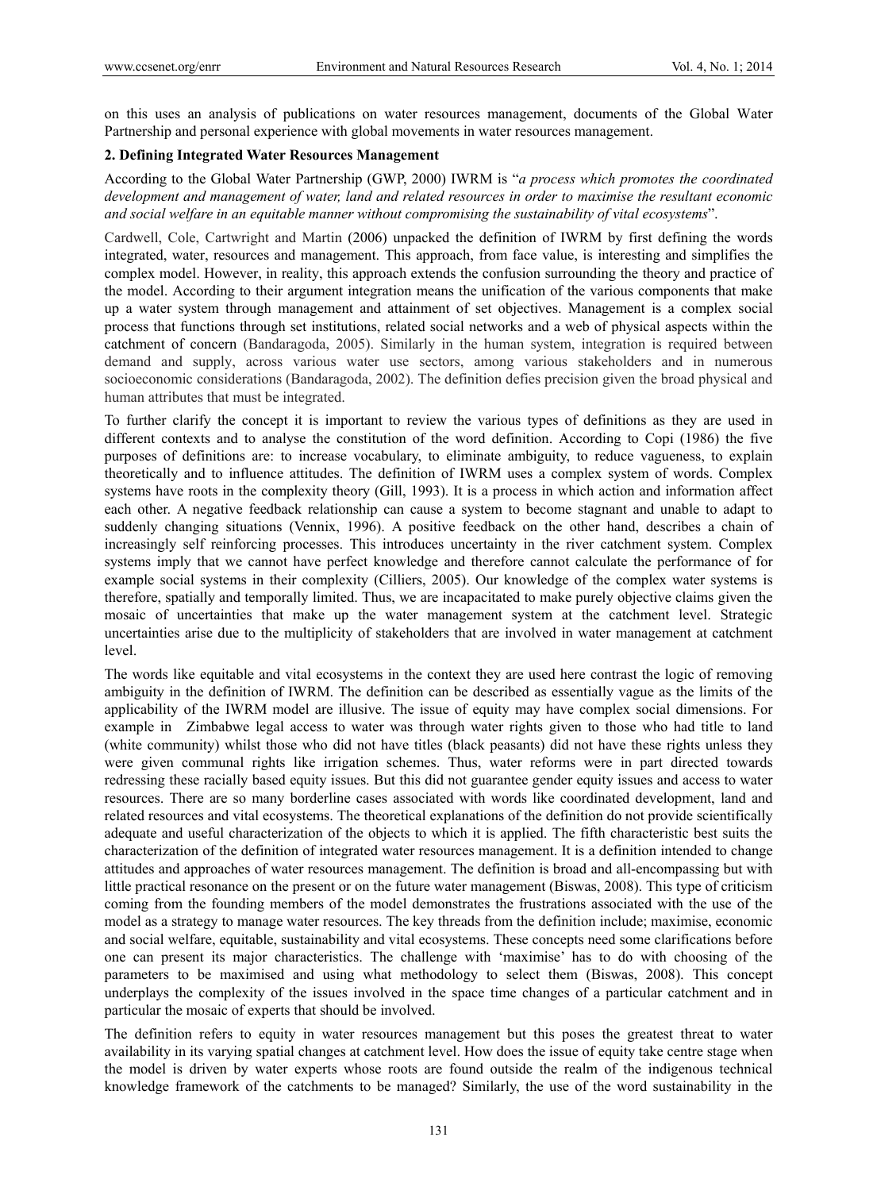on this uses an analysis of publications on water resources management, documents of the Global Water Partnership and personal experience with global movements in water resources management.

## 2. Defining Integrated Water Resources Management

According to the Global Water Partnership (GWP, 2000) IWRM is "*a process which promotes the coordinated development and management of water, land and related resources in order to maximise the resultant economic and social welfare in an equitable manner without compromising the sustainability of vital ecosystems*".

Cardwell, Cole, Cartwright and Martin (2006) unpacked the definition of IWRM by first defining the words integrated, water, resources and management. This approach, from face value, is interesting and simplifies the complex model. However, in reality, this approach extends the confusion surrounding the theory and practice of the model. According to their argument integration means the unification of the various components that make up a water system through management and attainment of set objectives. Management is a complex social process that functions through set institutions, related social networks and a web of physical aspects within the catchment of concern (Bandaragoda, 2005). Similarly in the human system, integration is required between demand and supply, across various water use sectors, among various stakeholders and in numerous socioeconomic considerations (Bandaragoda, 2002). The definition defies precision given the broad physical and human attributes that must be integrated.

To further clarify the concept it is important to review the various types of definitions as they are used in different contexts and to analyse the constitution of the word definition. According to Copi (1986) the five purposes of definitions are: to increase vocabulary, to eliminate ambiguity, to reduce vagueness, to explain theoretically and to influence attitudes. The definition of IWRM uses a complex system of words. Complex systems have roots in the complexity theory (Gill, 1993). It is a process in which action and information affect each other. A negative feedback relationship can cause a system to become stagnant and unable to adapt to suddenly changing situations (Vennix, 1996). A positive feedback on the other hand, describes a chain of increasingly self reinforcing processes. This introduces uncertainty in the river catchment system. Complex systems imply that we cannot have perfect knowledge and therefore cannot calculate the performance of for example social systems in their complexity (Cilliers, 2005). Our knowledge of the complex water systems is therefore, spatially and temporally limited. Thus, we are incapacitated to make purely objective claims given the mosaic of uncertainties that make up the water management system at the catchment level. Strategic uncertainties arise due to the multiplicity of stakeholders that are involved in water management at catchment level.

The words like equitable and vital ecosystems in the context they are used here contrast the logic of removing ambiguity in the definition of IWRM. The definition can be described as essentially vague as the limits of the applicability of the IWRM model are illusive. The issue of equity may have complex social dimensions. For example in Zimbabwe legal access to water was through water rights given to those who had title to land (white community) whilst those who did not have titles (black peasants) did not have these rights unless they were given communal rights like irrigation schemes. Thus, water reforms were in part directed towards redressing these racially based equity issues. But this did not guarantee gender equity issues and access to water resources. There are so many borderline cases associated with words like coordinated development, land and related resources and vital ecosystems. The theoretical explanations of the definition do not provide scientifically adequate and useful characterization of the objects to which it is applied. The fifth characteristic best suits the characterization of the definition of integrated water resources management. It is a definition intended to change attitudes and approaches of water resources management. The definition is broad and all-encompassing but with little practical resonance on the present or on the future water management (Biswas, 2008). This type of criticism coming from the founding members of the model demonstrates the frustrations associated with the use of the model as a strategy to manage water resources. The key threads from the definition include; maximise, economic and social welfare, equitable, sustainability and vital ecosystems. These concepts need some clarifications before one can present its major characteristics. The challenge with 'maximise' has to do with choosing of the parameters to be maximised and using what methodology to select them (Biswas, 2008). This concept underplays the complexity of the issues involved in the space time changes of a particular catchment and in particular the mosaic of experts that should be involved.

The definition refers to equity in water resources management but this poses the greatest threat to water availability in its varying spatial changes at catchment level. How does the issue of equity take centre stage when the model is driven by water experts whose roots are found outside the realm of the indigenous technical knowledge framework of the catchments to be managed? Similarly, the use of the word sustainability in the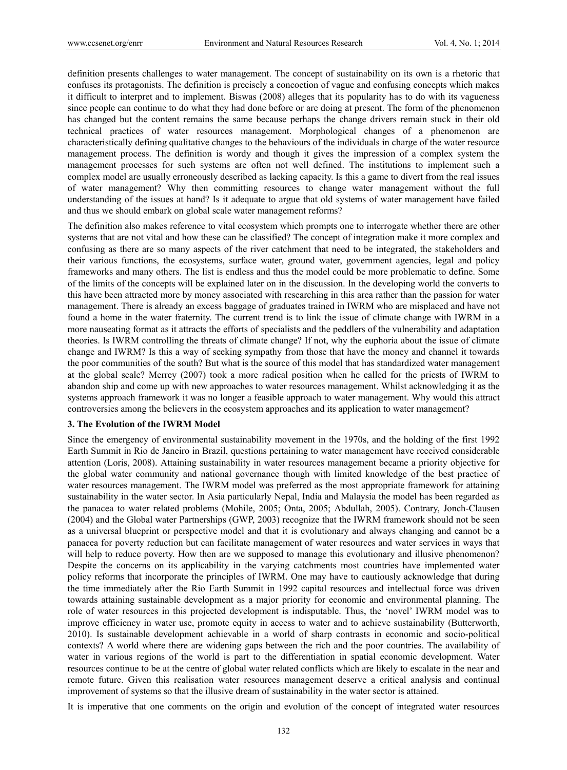definition presents challenges to water management. The concept of sustainability on its own is a rhetoric that confuses its protagonists. The definition is precisely a concoction of vague and confusing concepts which makes it difficult to interpret and to implement. Biswas (2008) alleges that its popularity has to do with its vagueness since people can continue to do what they had done before or are doing at present. The form of the phenomenon has changed but the content remains the same because perhaps the change drivers remain stuck in their old technical practices of water resources management. Morphological changes of a phenomenon are characteristically defining qualitative changes to the behaviours of the individuals in charge of the water resource management process. The definition is wordy and though it gives the impression of a complex system the management processes for such systems are often not well defined. The institutions to implement such a complex model are usually erroneously described as lacking capacity. Is this a game to divert from the real issues of water management? Why then committing resources to change water management without the full understanding of the issues at hand? Is it adequate to argue that old systems of water management have failed and thus we should embark on global scale water management reforms?

The definition also makes reference to vital ecosystem which prompts one to interrogate whether there are other systems that are not vital and how these can be classified? The concept of integration make it more complex and confusing as there are so many aspects of the river catchment that need to be integrated, the stakeholders and their various functions, the ecosystems, surface water, ground water, government agencies, legal and policy frameworks and many others. The list is endless and thus the model could be more problematic to define. Some of the limits of the concepts will be explained later on in the discussion. In the developing world the converts to this have been attracted more by money associated with researching in this area rather than the passion for water management. There is already an excess baggage of graduates trained in IWRM who are misplaced and have not found a home in the water fraternity. The current trend is to link the issue of climate change with IWRM in a more nauseating format as it attracts the efforts of specialists and the peddlers of the vulnerability and adaptation theories. Is IWRM controlling the threats of climate change? If not, why the euphoria about the issue of climate change and IWRM? Is this a way of seeking sympathy from those that have the money and channel it towards the poor communities of the south? But what is the source of this model that has standardized water management at the global scale? Merrey (2007) took a more radical position when he called for the priests of IWRM to abandon ship and come up with new approaches to water resources management. Whilst acknowledging it as the systems approach framework it was no longer a feasible approach to water management. Why would this attract controversies among the believers in the ecosystem approaches and its application to water management?

## 3. The Evolution of the IWRM Model

Since the emergency of environmental sustainability movement in the 1970s, and the holding of the first 1992 Earth Summit in Rio de Janeiro in Brazil, questions pertaining to water management have received considerable attention (Loris, 2008). Attaining sustainability in water resources management became a priority objective for the global water community and national governance though with limited knowledge of the best practice of water resources management. The IWRM model was preferred as the most appropriate framework for attaining sustainability in the water sector. In Asia particularly Nepal, India and Malaysia the model has been regarded as the panacea to water related problems (Mohile, 2005; Onta, 2005; Abdullah, 2005). Contrary, Jonch-Clausen (2004) and the Global water Partnerships (GWP, 2003) recognize that the IWRM framework should not be seen as a universal blueprint or perspective model and that it is evolutionary and always changing and cannot be a panacea for poverty reduction but can facilitate management of water resources and water services in ways that will help to reduce poverty. How then are we supposed to manage this evolutionary and illusive phenomenon? Despite the concerns on its applicability in the varying catchments most countries have implemented water policy reforms that incorporate the principles of IWRM. One may have to cautiously acknowledge that during the time immediately after the Rio Earth Summit in 1992 capital resources and intellectual force was driven towards attaining sustainable development as a major priority for economic and environmental planning. The role of water resources in this projected development is indisputable. Thus, the 'novel' IWRM model was to improve efficiency in water use, promote equity in access to water and to achieve sustainability (Butterworth, 2010). Is sustainable development achievable in a world of sharp contrasts in economic and socio-political contexts? A world where there are widening gaps between the rich and the poor countries. The availability of water in various regions of the world is part to the differentiation in spatial economic development. Water resources continue to be at the centre of global water related conflicts which are likely to escalate in the near and remote future. Given this realisation water resources management deserve a critical analysis and continual improvement of systems so that the illusive dream of sustainability in the water sector is attained.

It is imperative that one comments on the origin and evolution of the concept of integrated water resources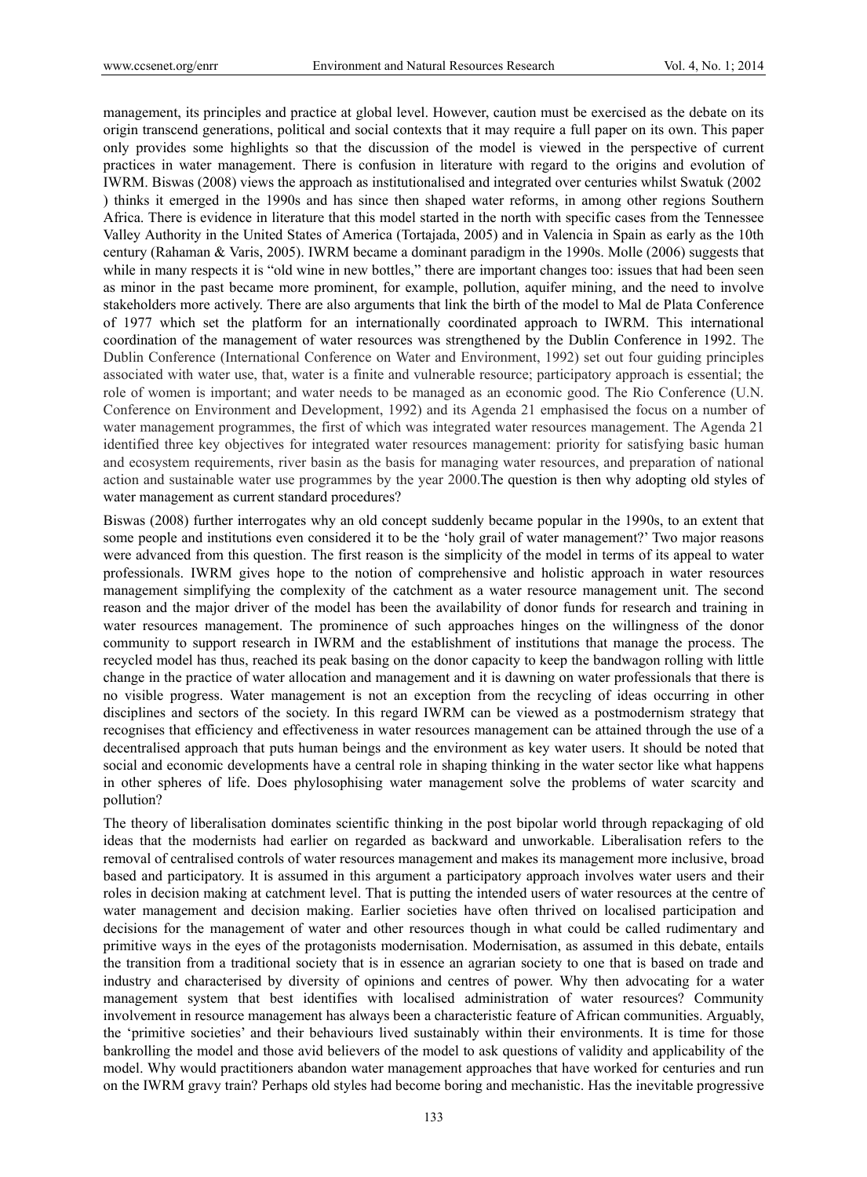management, its principles and practice at global level. However, caution must be exercised as the debate on its origin transcend generations, political and social contexts that it may require a full paper on its own. This paper only provides some highlights so that the discussion of the model is viewed in the perspective of current practices in water management. There is confusion in literature with regard to the origins and evolution of IWRM. Biswas (2008) views the approach as institutionalised and integrated over centuries whilst Swatuk (2002 ) thinks it emerged in the 1990s and has since then shaped water reforms, in among other regions Southern Africa. There is evidence in literature that this model started in the north with specific cases from the Tennessee Valley Authority in the United States of America (Tortajada, 2005) and in Valencia in Spain as early as the 10th century (Rahaman & Varis, 2005). IWRM became a dominant paradigm in the 1990s. Molle (2006) suggests that while in many respects it is "old wine in new bottles," there are important changes too: issues that had been seen as minor in the past became more prominent, for example, pollution, aquifer mining, and the need to involve stakeholders more actively. There are also arguments that link the birth of the model to Mal de Plata Conference of 1977 which set the platform for an internationally coordinated approach to IWRM. This international coordination of the management of water resources was strengthened by the Dublin Conference in 1992. The Dublin Conference (International Conference on Water and Environment, 1992) set out four guiding principles associated with water use, that, water is a finite and vulnerable resource; participatory approach is essential; the role of women is important; and water needs to be managed as an economic good. The Rio Conference (U.N. Conference on Environment and Development, 1992) and its Agenda 21 emphasised the focus on a number of water management programmes, the first of which was integrated water resources management. The Agenda 21 identified three key objectives for integrated water resources management: priority for satisfying basic human and ecosystem requirements, river basin as the basis for managing water resources, and preparation of national action and sustainable water use programmes by the year 2000.The question is then why adopting old styles of water management as current standard procedures?

Biswas (2008) further interrogates why an old concept suddenly became popular in the 1990s, to an extent that some people and institutions even considered it to be the 'holy grail of water management?' Two major reasons were advanced from this question. The first reason is the simplicity of the model in terms of its appeal to water professionals. IWRM gives hope to the notion of comprehensive and holistic approach in water resources management simplifying the complexity of the catchment as a water resource management unit. The second reason and the major driver of the model has been the availability of donor funds for research and training in water resources management. The prominence of such approaches hinges on the willingness of the donor community to support research in IWRM and the establishment of institutions that manage the process. The recycled model has thus, reached its peak basing on the donor capacity to keep the bandwagon rolling with little change in the practice of water allocation and management and it is dawning on water professionals that there is no visible progress. Water management is not an exception from the recycling of ideas occurring in other disciplines and sectors of the society. In this regard IWRM can be viewed as a postmodernism strategy that recognises that efficiency and effectiveness in water resources management can be attained through the use of a decentralised approach that puts human beings and the environment as key water users. It should be noted that social and economic developments have a central role in shaping thinking in the water sector like what happens in other spheres of life. Does phylosophising water management solve the problems of water scarcity and pollution?

The theory of liberalisation dominates scientific thinking in the post bipolar world through repackaging of old ideas that the modernists had earlier on regarded as backward and unworkable. Liberalisation refers to the removal of centralised controls of water resources management and makes its management more inclusive, broad based and participatory. It is assumed in this argument a participatory approach involves water users and their roles in decision making at catchment level. That is putting the intended users of water resources at the centre of water management and decision making. Earlier societies have often thrived on localised participation and decisions for the management of water and other resources though in what could be called rudimentary and primitive ways in the eyes of the protagonists modernisation. Modernisation, as assumed in this debate, entails the transition from a traditional society that is in essence an agrarian society to one that is based on trade and industry and characterised by diversity of opinions and centres of power. Why then advocating for a water management system that best identifies with localised administration of water resources? Community involvement in resource management has always been a characteristic feature of African communities. Arguably, the 'primitive societies' and their behaviours lived sustainably within their environments. It is time for those bankrolling the model and those avid believers of the model to ask questions of validity and applicability of the model. Why would practitioners abandon water management approaches that have worked for centuries and run on the IWRM gravy train? Perhaps old styles had become boring and mechanistic. Has the inevitable progressive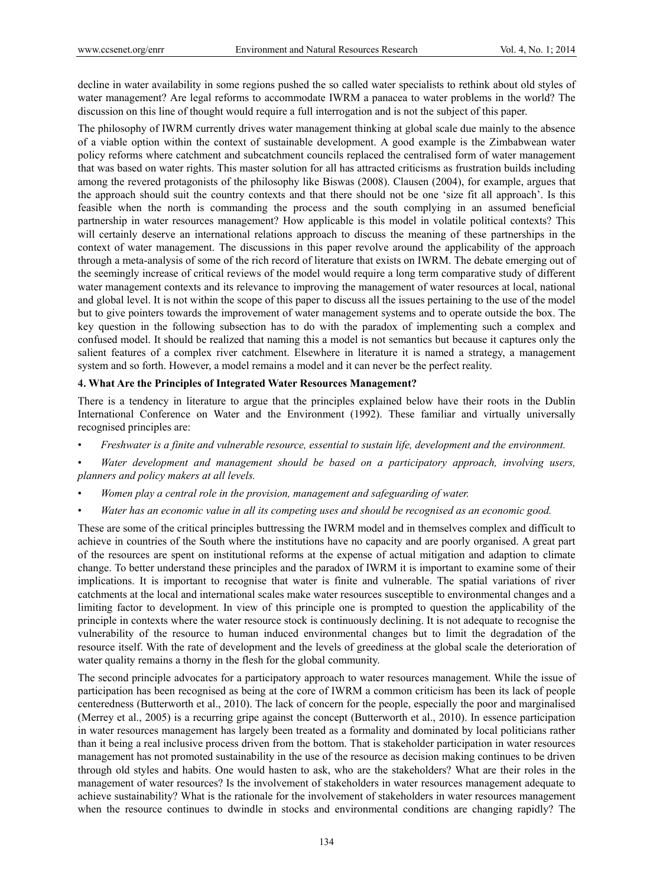decline in water availability in some regions pushed the so called water specialists to rethink about old styles of water management? Are legal reforms to accommodate IWRM a panacea to water problems in the world? The discussion on this line of thought would require a full interrogation and is not the subject of this paper.

The philosophy of IWRM currently drives water management thinking at global scale due mainly to the absence of a viable option within the context of sustainable development. A good example is the Zimbabwean water policy reforms where catchment and subcatchment councils replaced the centralised form of water management that was based on water rights. This master solution for all has attracted criticisms as frustration builds including among the revered protagonists of the philosophy like Biswas (2008). Clausen (2004), for example, argues that the approach should suit the country contexts and that there should not be one 'size fit all approach'. Is this feasible when the north is commanding the process and the south complying in an assumed beneficial partnership in water resources management? How applicable is this model in volatile political contexts? This will certainly deserve an international relations approach to discuss the meaning of these partnerships in the context of water management. The discussions in this paper revolve around the applicability of the approach through a meta-analysis of some of the rich record of literature that exists on IWRM. The debate emerging out of the seemingly increase of critical reviews of the model would require a long term comparative study of different water management contexts and its relevance to improving the management of water resources at local, national and global level. It is not within the scope of this paper to discuss all the issues pertaining to the use of the model but to give pointers towards the improvement of water management systems and to operate outside the box. The key question in the following subsection has to do with the paradox of implementing such a complex and confused model. It should be realized that naming this a model is not semantics but because it captures only the salient features of a complex river catchment. Elsewhere in literature it is named a strategy, a management system and so forth. However, a model remains a model and it can never be the perfect reality.

## 4. What Are the Principles of Integrated Water Resources Management?

There is a tendency in literature to argue that the principles explained below have their roots in the Dublin International Conference on Water and the Environment (1992). These familiar and virtually universally recognised principles are:

- *Freshwater is a finite and vulnerable resource, essential to sustain life, development and the environment.*
- *Water development and management should be based on a participatory approach, involving users, planners and policy makers at all levels.*
- *Women play a central role in the provision, management and safeguarding of water.*
- *Water has an economic value in all its competing uses and should be recognised as an economic good.*

These are some of the critical principles buttressing the IWRM model and in themselves complex and difficult to achieve in countries of the South where the institutions have no capacity and are poorly organised. A great part of the resources are spent on institutional reforms at the expense of actual mitigation and adaption to climate change. To better understand these principles and the paradox of IWRM it is important to examine some of their implications. It is important to recognise that water is finite and vulnerable. The spatial variations of river catchments at the local and international scales make water resources susceptible to environmental changes and a limiting factor to development. In view of this principle one is prompted to question the applicability of the principle in contexts where the water resource stock is continuously declining. It is not adequate to recognise the vulnerability of the resource to human induced environmental changes but to limit the degradation of the resource itself. With the rate of development and the levels of greediness at the global scale the deterioration of water quality remains a thorny in the flesh for the global community.

The second principle advocates for a participatory approach to water resources management. While the issue of participation has been recognised as being at the core of IWRM a common criticism has been its lack of people centeredness (Butterworth et al., 2010). The lack of concern for the people, especially the poor and marginalised (Merrey et al., 2005) is a recurring gripe against the concept (Butterworth et al., 2010). In essence participation in water resources management has largely been treated as a formality and dominated by local politicians rather than it being a real inclusive process driven from the bottom. That is stakeholder participation in water resources management has not promoted sustainability in the use of the resource as decision making continues to be driven through old styles and habits. One would hasten to ask, who are the stakeholders? What are their roles in the management of water resources? Is the involvement of stakeholders in water resources management adequate to achieve sustainability? What is the rationale for the involvement of stakeholders in water resources management when the resource continues to dwindle in stocks and environmental conditions are changing rapidly? The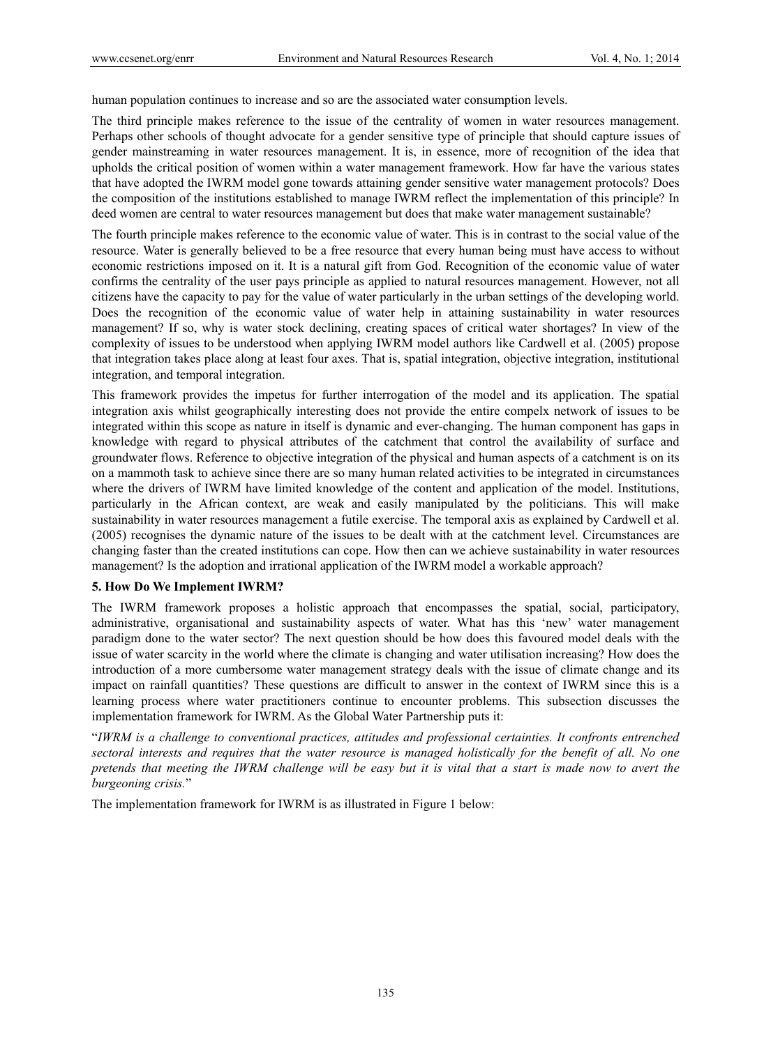human population continues to increase and so are the associated water consumption levels.

The third principle makes reference to the issue of the centrality of women in water resources management. Perhaps other schools of thought advocate for a gender sensitive type of principle that should capture issues of gender mainstreaming in water resources management. It is, in essence, more of recognition of the idea that upholds the critical position of women within a water management framework. How far have the various states that have adopted the IWRM model gone towards attaining gender sensitive water management protocols? Does the composition of the institutions established to manage IWRM reflect the implementation of this principle? In deed women are central to water resources management but does that make water management sustainable?

The fourth principle makes reference to the economic value of water. This is in contrast to the social value of the resource. Water is generally believed to be a free resource that every human being must have access to without economic restrictions imposed on it. It is a natural gift from God. Recognition of the economic value of water confirms the centrality of the user pays principle as applied to natural resources management. However, not all citizens have the capacity to pay for the value of water particularly in the urban settings of the developing world. Does the recognition of the economic value of water help in attaining sustainability in water resources management? If so, why is water stock declining, creating spaces of critical water shortages? In view of the complexity of issues to be understood when applying IWRM model authors like Cardwell et al. (2005) propose that integration takes place along at least four axes. That is, spatial integration, objective integration, institutional integration, and temporal integration.

This framework provides the impetus for further interrogation of the model and its application. The spatial integration axis whilst geographically interesting does not provide the entire compelx network of issues to be integrated within this scope as nature in itself is dynamic and ever-changing. The human component has gaps in knowledge with regard to physical attributes of the catchment that control the availability of surface and groundwater flows. Reference to objective integration of the physical and human aspects of a catchment is on its on a mammoth task to achieve since there are so many human related activities to be integrated in circumstances where the drivers of IWRM have limited knowledge of the content and application of the model. Institutions, particularly in the African context, are weak and easily manipulated by the politicians. This will make sustainability in water resources management a futile exercise. The temporal axis as explained by Cardwell et al. (2005) recognises the dynamic nature of the issues to be dealt with at the catchment level. Circumstances are changing faster than the created institutions can cope. How then can we achieve sustainability in water resources management? Is the adoption and irrational application of the IWRM model a workable approach?

## 5. How Do We Implement IWRM?

The IWRM framework proposes a holistic approach that encompasses the spatial, social, participatory, administrative, organisational and sustainability aspects of water. What has this 'new' water management paradigm done to the water sector? The next question should be how does this favoured model deals with the issue of water scarcity in the world where the climate is changing and water utilisation increasing? How does the introduction of a more cumbersome water management strategy deals with the issue of climate change and its impact on rainfall quantities? These questions are difficult to answer in the context of IWRM since this is a learning process where water practitioners continue to encounter problems. This subsection discusses the implementation framework for IWRM. As the Global Water Partnership puts it:

"*IWRM is a challenge to conventional practices, attitudes and professional certainties. It confronts entrenched sectoral interests and requires that the water resource is managed holistically for the benefit of all. No one pretends that meeting the IWRM challenge will be easy but it is vital that a start is made now to avert the burgeoning crisis.*"

The implementation framework for IWRM is as illustrated in Figure 1 below: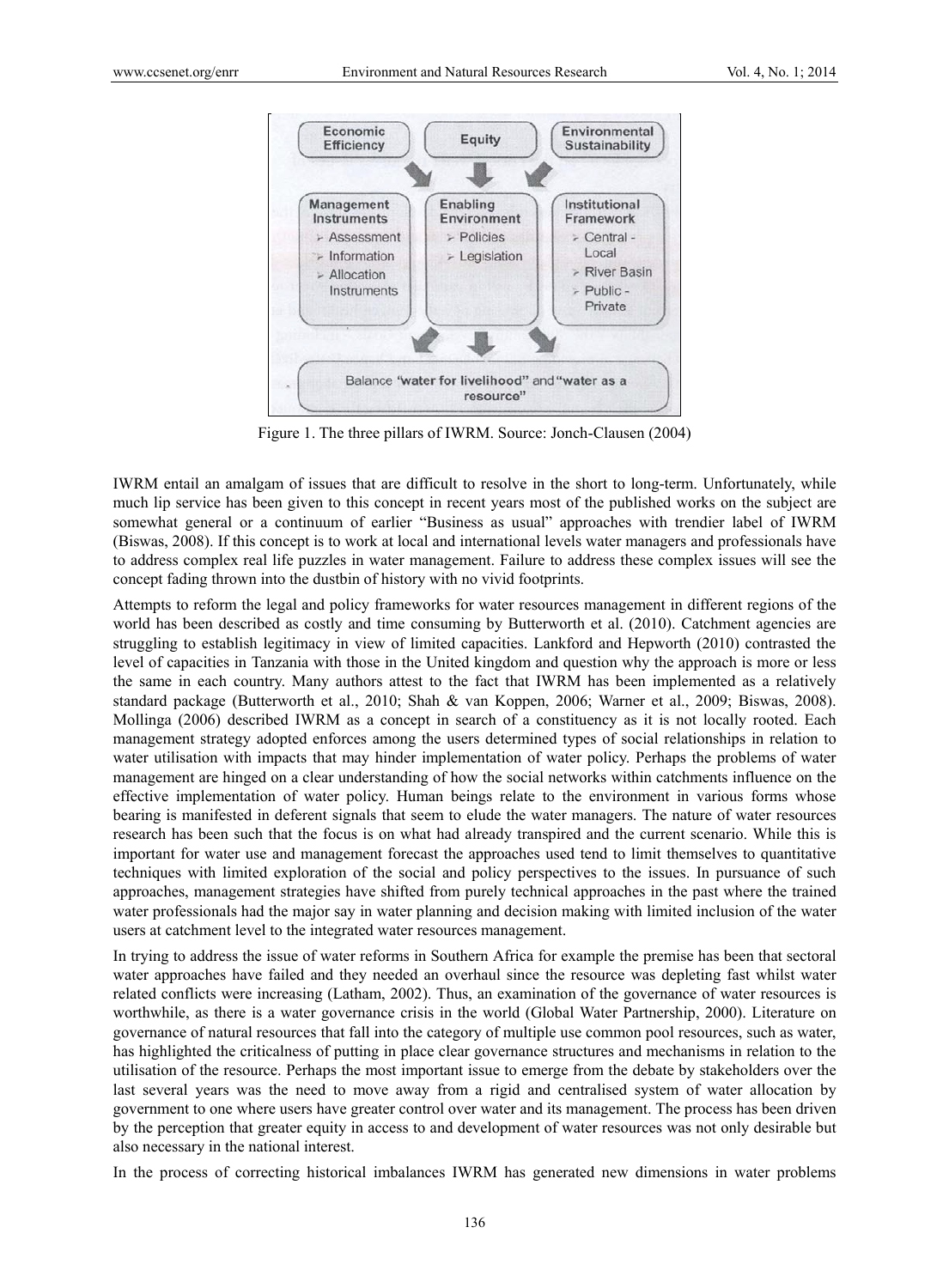Figure 1. The three pillars of IWRM. Source: Jonch-Clausen (2004)

IWRM entail an amalgam of issues that are difficult to resolve in the short to long-term. Unfortunately, while much lip service has been given to this concept in recent years most of the published works on the subject are somewhat general or a continuum of earlier "Business as usual" approaches with trendier label of IWRM (Biswas, 2008). If this concept is to work at local and international levels water managers and professionals have to address complex real life puzzles in water management. Failure to address these complex issues will see the concept fading thrown into the dustbin of history with no vivid footprints.

Attempts to reform the legal and policy frameworks for water resources management in different regions of the world has been described as costly and time consuming by Butterworth et al. (2010). Catchment agencies are struggling to establish legitimacy in view of limited capacities. Lankford and Hepworth (2010) contrasted the level of capacities in Tanzania with those in the United kingdom and question why the approach is more or less the same in each country. Many authors attest to the fact that IWRM has been implemented as a relatively standard package (Butterworth et al., 2010; Shah & van Koppen, 2006; Warner et al., 2009; Biswas, 2008). Mollinga (2006) described IWRM as a concept in search of a constituency as it is not locally rooted. Each management strategy adopted enforces among the users determined types of social relationships in relation to water utilisation with impacts that may hinder implementation of water policy. Perhaps the problems of water management are hinged on a clear understanding of how the social networks within catchments influence on the effective implementation of water policy. Human beings relate to the environment in various forms whose bearing is manifested in deferent signals that seem to elude the water managers. The nature of water resources research has been such that the focus is on what had already transpired and the current scenario. While this is important for water use and management forecast the approaches used tend to limit themselves to quantitative techniques with limited exploration of the social and policy perspectives to the issues. In pursuance of such approaches, management strategies have shifted from purely technical approaches in the past where the trained water professionals had the major say in water planning and decision making with limited inclusion of the water users at catchment level to the integrated water resources management.

In trying to address the issue of water reforms in Southern Africa for example the premise has been that sectoral water approaches have failed and they needed an overhaul since the resource was depleting fast whilst water related conflicts were increasing (Latham, 2002). Thus, an examination of the governance of water resources is worthwhile, as there is a water governance crisis in the world (Global Water Partnership, 2000). Literature on governance of natural resources that fall into the category of multiple use common pool resources, such as water, has highlighted the criticalness of putting in place clear governance structures and mechanisms in relation to the utilisation of the resource. Perhaps the most important issue to emerge from the debate by stakeholders over the last several years was the need to move away from a rigid and centralised system of water allocation by government to one where users have greater control over water and its management. The process has been driven by the perception that greater equity in access to and development of water resources was not only desirable but also necessary in the national interest.

In the process of correcting historical imbalances IWRM has generated new dimensions in water problems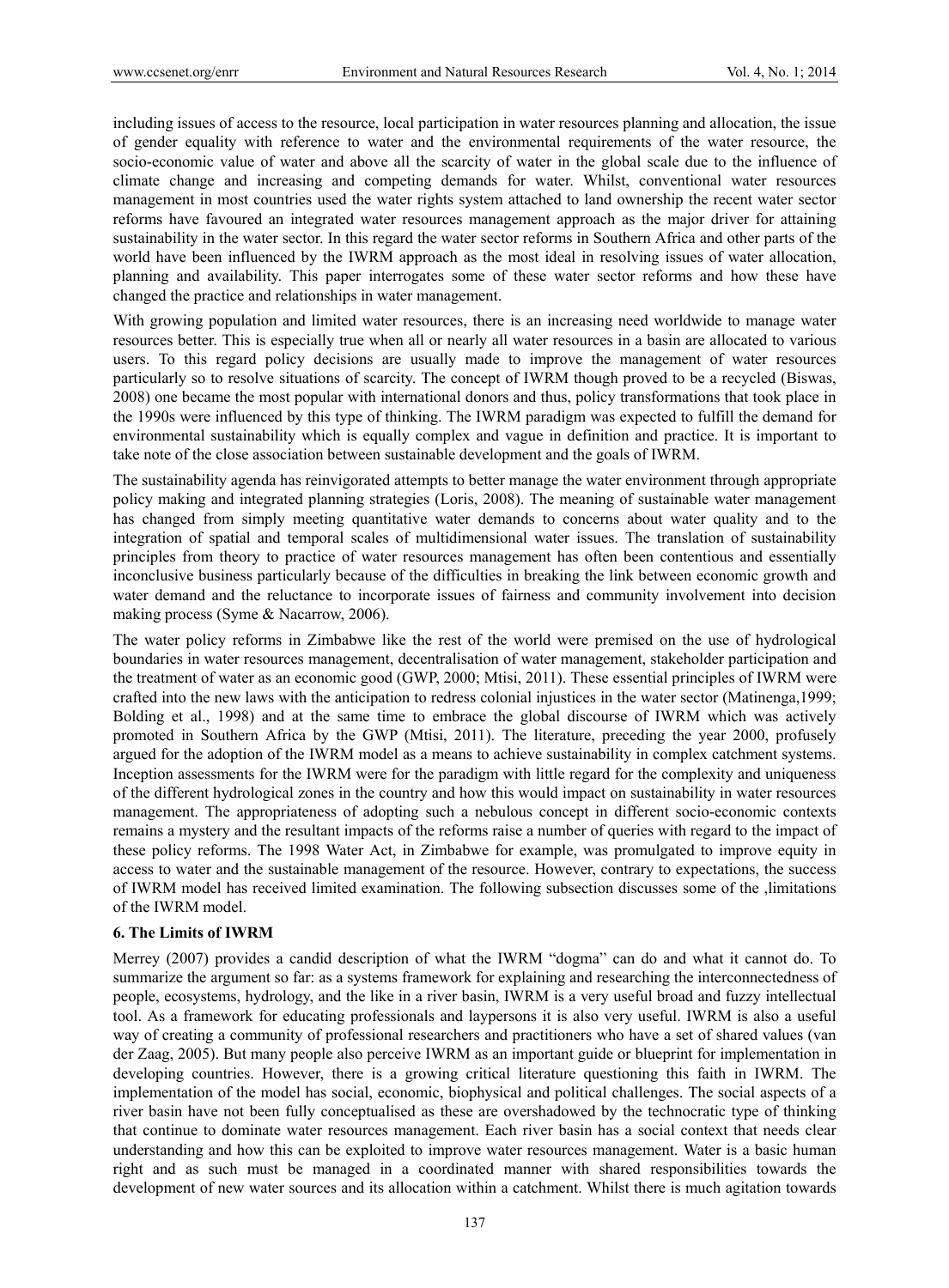including issues of access to the resource, local participation in water resources planning and allocation, the issue of gender equality with reference to water and the environmental requirements of the water resource, the socio-economic value of water and above all the scarcity of water in the global scale due to the influence of climate change and increasing and competing demands for water. Whilst, conventional water resources management in most countries used the water rights system attached to land ownership the recent water sector reforms have favoured an integrated water resources management approach as the major driver for attaining sustainability in the water sector. In this regard the water sector reforms in Southern Africa and other parts of the world have been influenced by the IWRM approach as the most ideal in resolving issues of water allocation, planning and availability. This paper interrogates some of these water sector reforms and how these have changed the practice and relationships in water management.

With growing population and limited water resources, there is an increasing need worldwide to manage water resources better. This is especially true when all or nearly all water resources in a basin are allocated to various users. To this regard policy decisions are usually made to improve the management of water resources particularly so to resolve situations of scarcity. The concept of IWRM though proved to be a recycled (Biswas, 2008) one became the most popular with international donors and thus, policy transformations that took place in the 1990s were influenced by this type of thinking. The IWRM paradigm was expected to fulfill the demand for environmental sustainability which is equally complex and vague in definition and practice. It is important to take note of the close association between sustainable development and the goals of IWRM.

The sustainability agenda has reinvigorated attempts to better manage the water environment through appropriate policy making and integrated planning strategies (Loris, 2008). The meaning of sustainable water management has changed from simply meeting quantitative water demands to concerns about water quality and to the integration of spatial and temporal scales of multidimensional water issues. The translation of sustainability principles from theory to practice of water resources management has often been contentious and essentially inconclusive business particularly because of the difficulties in breaking the link between economic growth and water demand and the reluctance to incorporate issues of fairness and community involvement into decision making process (Syme & Nacarrow, 2006).

The water policy reforms in Zimbabwe like the rest of the world were premised on the use of hydrological boundaries in water resources management, decentralisation of water management, stakeholder participation and the treatment of water as an economic good (GWP, 2000; Mtisi, 2011). These essential principles of IWRM were crafted into the new laws with the anticipation to redress colonial injustices in the water sector (Matinenga,1999; Bolding et al., 1998) and at the same time to embrace the global discourse of IWRM which was actively promoted in Southern Africa by the GWP (Mtisi, 2011). The literature, preceding the year 2000, profusely argued for the adoption of the IWRM model as a means to achieve sustainability in complex catchment systems. Inception assessments for the IWRM were for the paradigm with little regard for the complexity and uniqueness of the different hydrological zones in the country and how this would impact on sustainability in water resources management. The appropriateness of adopting such a nebulous concept in different socio-economic contexts remains a mystery and the resultant impacts of the reforms raise a number of queries with regard to the impact of these policy reforms. The 1998 Water Act, in Zimbabwe for example, was promulgated to improve equity in access to water and the sustainable management of the resource. However, contrary to expectations, the success of IWRM model has received limited examination. The following subsection discusses some of the ,limitations of the IWRM model.

## 6. The Limits of IWRM

Merrey (2007) provides a candid description of what the IWRM "dogma" can do and what it cannot do. To summarize the argument so far: as a systems framework for explaining and researching the interconnectedness of people, ecosystems, hydrology, and the like in a river basin, IWRM is a very useful broad and fuzzy intellectual tool. As a framework for educating professionals and laypersons it is also very useful. IWRM is also a useful way of creating a community of professional researchers and practitioners who have a set of shared values (van der Zaag, 2005). But many people also perceive IWRM as an important guide or blueprint for implementation in developing countries. However, there is a growing critical literature questioning this faith in IWRM. The implementation of the model has social, economic, biophysical and political challenges. The social aspects of a river basin have not been fully conceptualised as these are overshadowed by the technocratic type of thinking that continue to dominate water resources management. Each river basin has a social context that needs clear understanding and how this can be exploited to improve water resources management. Water is a basic human right and as such must be managed in a coordinated manner with shared responsibilities towards the development of new water sources and its allocation within a catchment. Whilst there is much agitation towards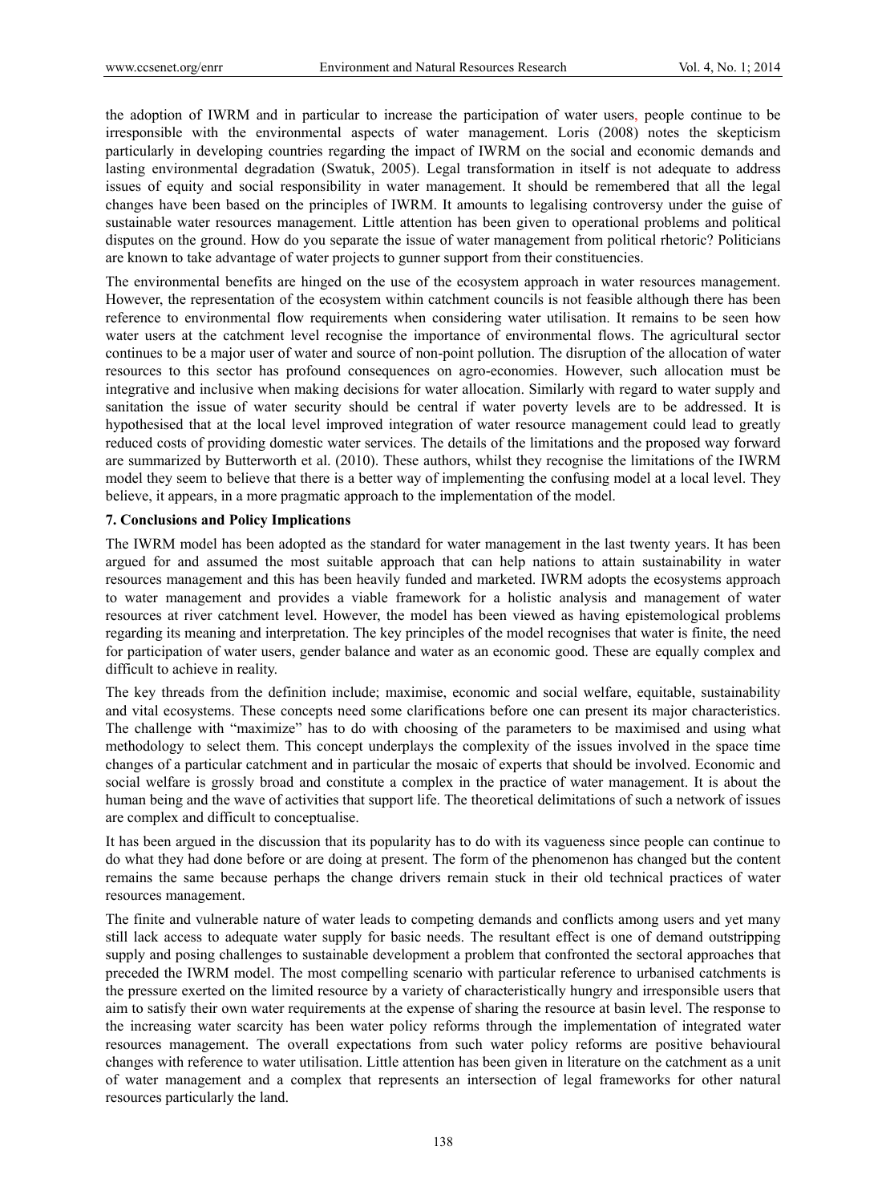the adoption of IWRM and in particular to increase the participation of water users, people continue to be irresponsible with the environmental aspects of water management. Loris (2008) notes the skepticism particularly in developing countries regarding the impact of IWRM on the social and economic demands and lasting environmental degradation (Swatuk, 2005). Legal transformation in itself is not adequate to address issues of equity and social responsibility in water management. It should be remembered that all the legal changes have been based on the principles of IWRM. It amounts to legalising controversy under the guise of sustainable water resources management. Little attention has been given to operational problems and political disputes on the ground. How do you separate the issue of water management from political rhetoric? Politicians are known to take advantage of water projects to gunner support from their constituencies.

The environmental benefits are hinged on the use of the ecosystem approach in water resources management. However, the representation of the ecosystem within catchment councils is not feasible although there has been reference to environmental flow requirements when considering water utilisation. It remains to be seen how water users at the catchment level recognise the importance of environmental flows. The agricultural sector continues to be a major user of water and source of non-point pollution. The disruption of the allocation of water resources to this sector has profound consequences on agro-economies. However, such allocation must be integrative and inclusive when making decisions for water allocation. Similarly with regard to water supply and sanitation the issue of water security should be central if water poverty levels are to be addressed. It is hypothesised that at the local level improved integration of water resource management could lead to greatly reduced costs of providing domestic water services. The details of the limitations and the proposed way forward are summarized by Butterworth et al. (2010). These authors, whilst they recognise the limitations of the IWRM model they seem to believe that there is a better way of implementing the confusing model at a local level. They believe, it appears, in a more pragmatic approach to the implementation of the model.

## 7. Conclusions and Policy Implications

The IWRM model has been adopted as the standard for water management in the last twenty years. It has been argued for and assumed the most suitable approach that can help nations to attain sustainability in water resources management and this has been heavily funded and marketed. IWRM adopts the ecosystems approach to water management and provides a viable framework for a holistic analysis and management of water resources at river catchment level. However, the model has been viewed as having epistemological problems regarding its meaning and interpretation. The key principles of the model recognises that water is finite, the need for participation of water users, gender balance and water as an economic good. These are equally complex and difficult to achieve in reality.

The key threads from the definition include; maximise, economic and social welfare, equitable, sustainability and vital ecosystems. These concepts need some clarifications before one can present its major characteristics. The challenge with "maximize" has to do with choosing of the parameters to be maximised and using what methodology to select them. This concept underplays the complexity of the issues involved in the space time changes of a particular catchment and in particular the mosaic of experts that should be involved. Economic and social welfare is grossly broad and constitute a complex in the practice of water management. It is about the human being and the wave of activities that support life. The theoretical delimitations of such a network of issues are complex and difficult to conceptualise.

It has been argued in the discussion that its popularity has to do with its vagueness since people can continue to do what they had done before or are doing at present. The form of the phenomenon has changed but the content remains the same because perhaps the change drivers remain stuck in their old technical practices of water resources management.

The finite and vulnerable nature of water leads to competing demands and conflicts among users and yet many still lack access to adequate water supply for basic needs. The resultant effect is one of demand outstripping supply and posing challenges to sustainable development a problem that confronted the sectoral approaches that preceded the IWRM model. The most compelling scenario with particular reference to urbanised catchments is the pressure exerted on the limited resource by a variety of characteristically hungry and irresponsible users that aim to satisfy their own water requirements at the expense of sharing the resource at basin level. The response to the increasing water scarcity has been water policy reforms through the implementation of integrated water resources management. The overall expectations from such water policy reforms are positive behavioural changes with reference to water utilisation. Little attention has been given in literature on the catchment as a unit of water management and a complex that represents an intersection of legal frameworks for other natural resources particularly the land.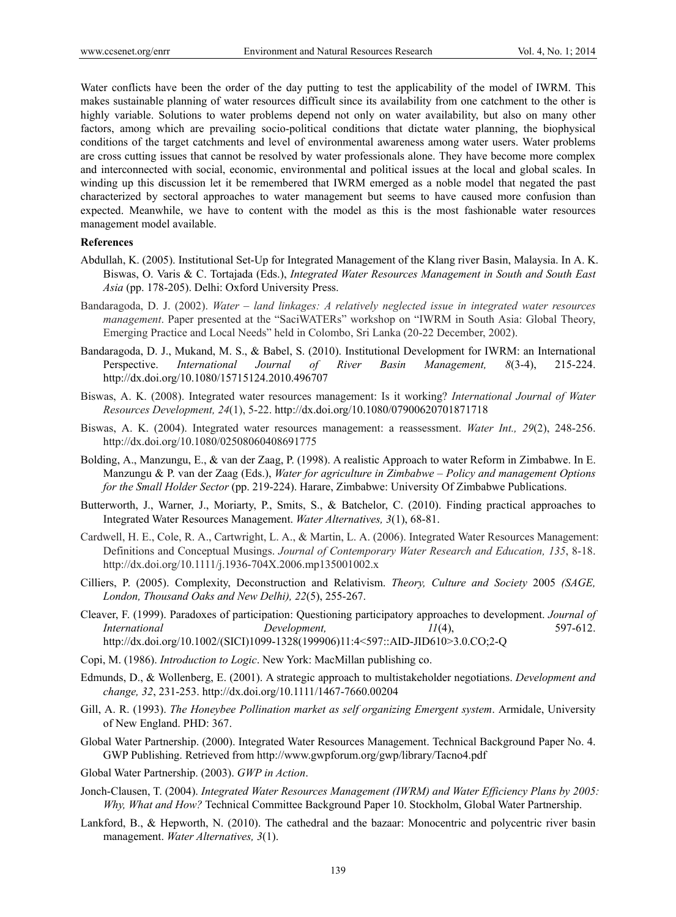Water conflicts have been the order of the day putting to test the applicability of the model of IWRM. This makes sustainable planning of water resources difficult since its availability from one catchment to the other is highly variable. Solutions to water problems depend not only on water availability, but also on many other factors, among which are prevailing socio-political conditions that dictate water planning, the biophysical conditions of the target catchments and level of environmental awareness among water users. Water problems are cross cutting issues that cannot be resolved by water professionals alone. They have become more complex and interconnected with social, economic, environmental and political issues at the local and global scales. In winding up this discussion let it be remembered that IWRM emerged as a noble model that negated the past characterized by sectoral approaches to water management but seems to have caused more confusion than expected. Meanwhile, we have to content with the model as this is the most fashionable water resources management model available.

**References**

Abdullah, K. (2005). Institutional Set-Up for Integrated Management of the Klang river Basin, Malaysia. In A. K. Biswas, O. Varis & C. Tortajada (Eds.), *Integrated Water Resources Management in South and South East Asia* (pp. 178-205). Delhi: Oxford University Press.

Bandaragoda, D. J. (2002). *Water – land linkages: A relatively neglected issue in integrated water resources management*. Paper presented at the "SaciWATERs" workshop on "IWRM in South Asia: Global Theory, Emerging Practice and Local Needs" held in Colombo, Sri Lanka (20-22 December, 2002).

Bandaragoda, D. J., Mukand, M. S., & Babel, S. (2010). Institutional Development for IWRM: an International Perspective. *International Journal of River Basin Management, 8*(3-4), 215-224. http://dx.doi.org/10.1080/15715124.2010.496707

Biswas, A. K. (2008). Integrated water resources management: Is it working? *International Journal of Water Resources Development, 24*(1), 5-22. http://dx.doi.org/10.1080/07900620701871718

Biswas, A. K. (2004). Integrated water resources management: a reassessment. *Water Int., 29*(2), 248-256. http://dx.doi.org/10.1080/02508060408691775

Bolding, A., Manzungu, E., & van der Zaag, P. (1998). A realistic Approach to water Reform in Zimbabwe. In E. Manzungu & P. van der Zaag (Eds.), *Water for agriculture in Zimbabwe – Policy and management Options for the Small Holder Sector* (pp. 219-224). Harare, Zimbabwe: University Of Zimbabwe Publications.

Butterworth, J., Warner, J., Moriarty, P., Smits, S., & Batchelor, C. (2010). Finding practical approaches to Integrated Water Resources Management. *Water Alternatives, 3*(1), 68-81.

Cardwell, H. E., Cole, R. A., Cartwright, L. A., & Martin, L. A. (2006). Integrated Water Resources Management: Definitions and Conceptual Musings. *Journal of Contemporary Water Research and Education, 135*, 8-18. http://dx.doi.org/10.1111/j.1936-704X.2006.mp135001002.x

Cilliers, P. (2005). Complexity, Deconstruction and Relativism. *Theory, Culture and Society* 2005 *(SAGE, London, Thousand Oaks and New Delhi), 22*(5), 255-267.

Cleaver, F. (1999). Paradoxes of participation: Questioning participatory approaches to development. *Journal of International Development, 11*(4), 597-612. http://dx.doi.org/10.1002/(SICI)1099-1328(199906)11:4<597::AID-JID610>3.0.CO;2-Q

Copi, M. (1986). *Introduction to Logic*. New York: MacMillan publishing co.

Edmunds, D., & Wollenberg, E. (2001). A strategic approach to multistakeholder negotiations. *Development and change, 32*, 231-253. http://dx.doi.org/10.1111/1467-7660.00204

Gill, A. R. (1993). *The Honeybee Pollination market as self organizing Emergent system*. Armidale, University of New England. PHD: 367.

Global Water Partnership. (2000). Integrated Water Resources Management. Technical Background Paper No. 4. GWP Publishing. Retrieved from http://www.gwpforum.org/gwp/library/Tacno4.pdf

Global Water Partnership. (2003). *GWP in Action*.

Jonch-Clausen, T. (2004). *Integrated Water Resources Management (IWRM) and Water Efficiency Plans by 2005: Why, What and How?* Technical Committee Background Paper 10. Stockholm, Global Water Partnership.

Lankford, B., & Hepworth, N. (2010). The cathedral and the bazaar: Monocentric and polycentric river basin management. *Water Alternatives, 3*(1).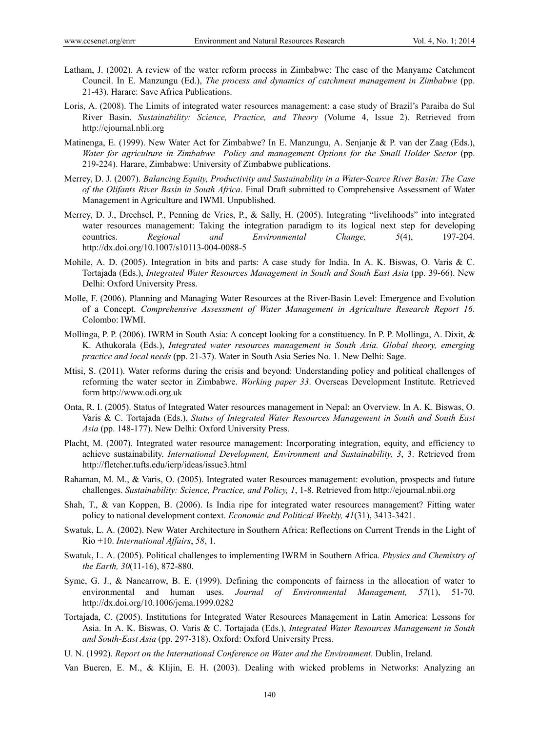Latham, J. (2002). A review of the water reform process in Zimbabwe: The case of the Manyame Catchment Council. In E. Manzungu (Ed.), *The process and dynamics of catchment management in Zimbabwe* (pp. 21-43). Harare: Save Africa Publications.

Loris, A. (2008). The Limits of integrated water resources management: a case study of Brazil's Paraiba do Sul River Basin. *Sustainability: Science, Practice, and Theory* (Volume 4, Issue 2). Retrieved from http://ejournal.nbli.org

Matinenga, E. (1999). New Water Act for Zimbabwe? In E. Manzungu, A. Senjanje & P. van der Zaag (Eds.), *Water for agriculture in Zimbabwe –Policy and management Options for the Small Holder Sector* (pp. 219-224). Harare, Zimbabwe: University of Zimbabwe publications.

Merrey, D. J. (2007). *Balancing Equity, Productivity and Sustainability in a Water-Scarce River Basin: The Case of the Olifants River Basin in South Africa*. Final Draft submitted to Comprehensive Assessment of Water Management in Agriculture and IWMI. Unpublished.

Merrey, D. J., Drechsel, P., Penning de Vries, P., & Sally, H. (2005). Integrating "livelihoods" into integrated water resources management: Taking the integration paradigm to its logical next step for developing countries. *Regional and Environmental Change, 5*(4), 197-204. http://dx.doi.org/10.1007/s10113-004-0088-5

Mohile, A. D. (2005). Integration in bits and parts: A case study for India. In A. K. Biswas, O. Varis & C. Tortajada (Eds.), *Integrated Water Resources Management in South and South East Asia* (pp. 39-66). New Delhi: Oxford University Press.

Molle, F. (2006). Planning and Managing Water Resources at the River-Basin Level: Emergence and Evolution of a Concept. *Comprehensive Assessment of Water Management in Agriculture Research Report 16*. Colombo: IWMI.

Mollinga, P. P. (2006). IWRM in South Asia: A concept looking for a constituency. In P. P. Mollinga, A. Dixit, & K. Athukorala (Eds.), *Integrated water resources management in South Asia. Global theory, emerging practice and local needs* (pp. 21-37). Water in South Asia Series No. 1. New Delhi: Sage.

Mtisi, S. (2011). Water reforms during the crisis and beyond: Understanding policy and political challenges of reforming the water sector in Zimbabwe. *Working paper 33*. Overseas Development Institute. Retrieved form http://www.odi.org.uk

Onta, R. I. (2005). Status of Integrated Water resources management in Nepal: an Overview. In A. K. Biswas, O. Varis & C. Tortajada (Eds.), *Status of Integrated Water Resources Management in South and South East Asia* (pp. 148-177). New Delhi: Oxford University Press.

Placht, M. (2007). Integrated water resource management: Incorporating integration, equity, and efficiency to achieve sustainability. *International Development, Environment and Sustainability, 3*, 3. Retrieved from http://fletcher.tufts.edu/ierp/ideas/issue3.html

Rahaman, M. M., & Varis, O. (2005). Integrated water Resources management: evolution, prospects and future challenges. *Sustainability: Science, Practice, and Policy, 1*, 1-8. Retrieved from http://ejournal.nbii.org

Shah, T., & van Koppen, B. (2006). Is India ripe for integrated water resources management? Fitting water policy to national development context. *Economic and Political Weekly, 41*(31), 3413-3421.

Swatuk, L. A. (2002). New Water Architecture in Southern Africa: Reflections on Current Trends in the Light of Rio +10. *International Affairs*, *58*, 1.

Swatuk, L. A. (2005). Political challenges to implementing IWRM in Southern Africa. *Physics and Chemistry of the Earth, 30*(11-16), 872-880.

Syme, G. J., & Nancarrow, B. E. (1999). Defining the components of fairness in the allocation of water to environmental and human uses. *Journal of Environmental Management, 57*(1), 51-70. http://dx.doi.org/10.1006/jema.1999.0282

Tortajada, C. (2005). Institutions for Integrated Water Resources Management in Latin America: Lessons for Asia. In A. K. Biswas, O. Varis & C. Tortajada (Eds.), *Integrated Water Resources Management in South and South-East Asia* (pp. 297-318). Oxford: Oxford University Press.

U. N. (1992). *Report on the International Conference on Water and the Environment*. Dublin, Ireland.

Van Bueren, E. M., & Klijin, E. H. (2003). Dealing with wicked problems in Networks: Analyzing an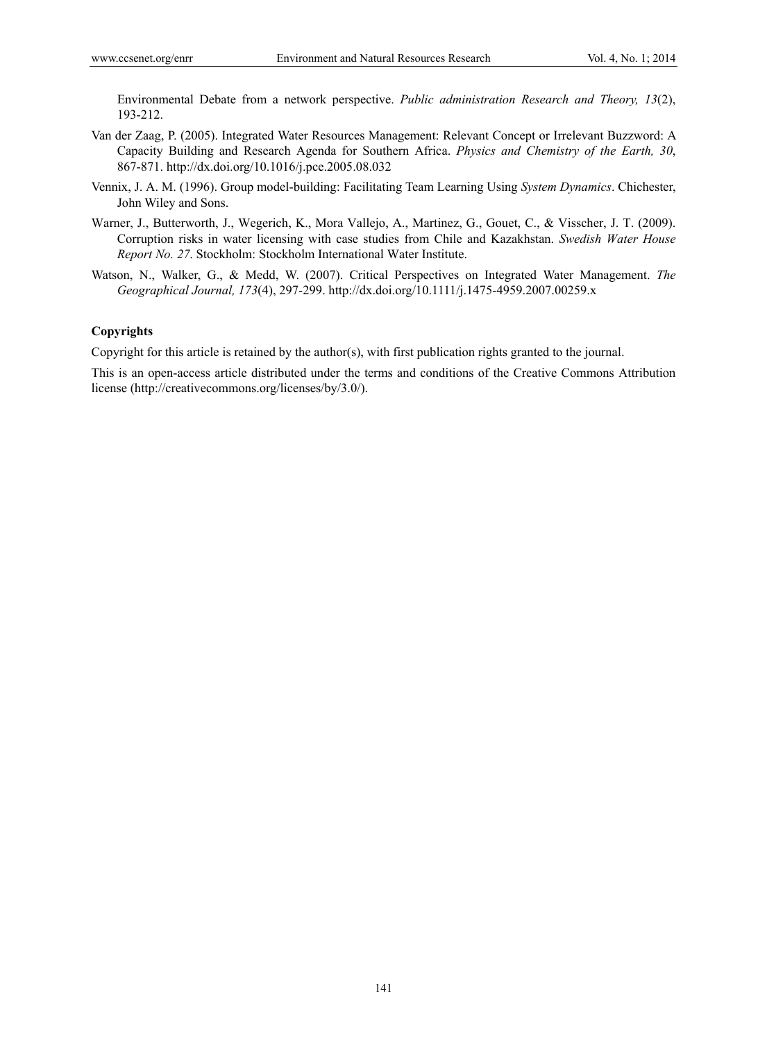Environmental Debate from a network perspective. *Public administration Research and Theory, 13*(2), 193-212.

Van der Zaag, P. (2005). Integrated Water Resources Management: Relevant Concept or Irrelevant Buzzword: A Capacity Building and Research Agenda for Southern Africa. *Physics and Chemistry of the Earth, 30*, 867-871. http://dx.doi.org/10.1016/j.pce.2005.08.032

Vennix, J. A. M. (1996). Group model-building: Facilitating Team Learning Using *System Dynamics*. Chichester, John Wiley and Sons.

Warner, J., Butterworth, J., Wegerich, K., Mora Vallejo, A., Martinez, G., Gouet, C., & Visscher, J. T. (2009). Corruption risks in water licensing with case studies from Chile and Kazakhstan. *Swedish Water House Report No. 27*. Stockholm: Stockholm International Water Institute.

Watson, N., Walker, G., & Medd, W. (2007). Critical Perspectives on Integrated Water Management. *The Geographical Journal, 173*(4), 297-299. http://dx.doi.org/10.1111/j.1475-4959.2007.00259.x

**Copyrights**

Copyright for this article is retained by the author(s), with first publication rights granted to the journal.

This is an open-access article distributed under the terms and conditions of the Creative Commons Attribution license (http://creativecommons.org/licenses/by/3.0/).